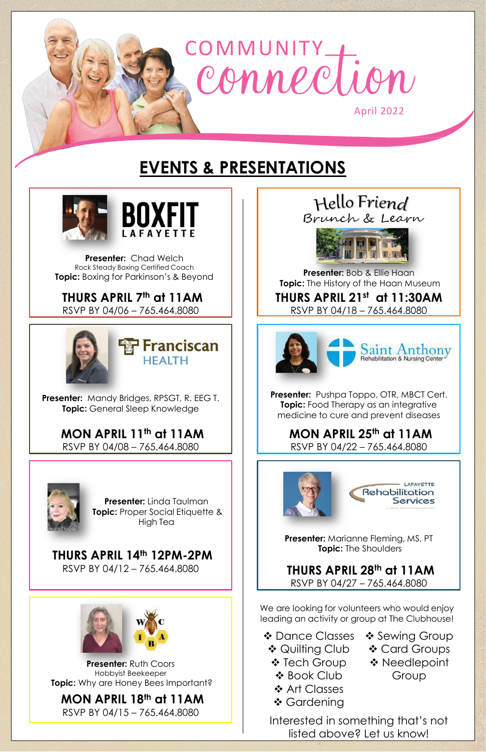# COMMUNITY connection

April 2022

## EVENTS & PRESENTATIONS

BOXFIT LAFAYETTE

**Presenter:** Chad Welch
Rock Steady Boxing Certified Coach
**Topic:** Boxing for Parkinson's & Beyond

**THURS APRIL 7th at 11AM**
RSVP BY 04/06 – 765.464.8080

Franciscan HEALTH

**Presenter:** Mandy Bridges, RPSGT, R. EEG T.
**Topic:** General Sleep Knowledge

**MON APRIL 11th at 11AM**
RSVP BY 04/08 – 765.464.8080

**Presenter:** Linda Taulman
**Topic:** Proper Social Etiquette & High Tea

**THURS APRIL 14th 12PM-2PM**
RSVP BY 04/12 – 765.464.8080

WCIBA

**Presenter:** Ruth Coors
Hobbyist Beekeeper
**Topic:** Why are Honey Bees Important?

**MON APRIL 18th at 11AM**
RSVP BY 04/15 – 765.464.8080

Hello Friend
Brunch & Learn

**Presenter:** Bob & Ellie Haan
**Topic:** The History of the Haan Museum

**THURS APRIL 21st at 11:30AM**
RSVP BY 04/18 – 765.464.8080

Saint Anthony Rehabilitation & Nursing Center

**Presenter:** Pushpa Toppo, OTR, MBCT Cert.
**Topic:** Food Therapy as an integrative medicine to cure and prevent diseases

**MON APRIL 25th at 11AM**
RSVP BY 04/22 – 765.464.8080

LAFAYETTE Rehabilitation Services

**Presenter:** Marianne Fleming, MS, PT
**Topic:** The Shoulders

**THURS APRIL 28th at 11AM**
RSVP BY 04/27 – 765.464.8080

We are looking for volunteers who would enjoy leading an activity or group at The Clubhouse!

- Dance Classes
- Quilting Club
- Tech Group
- Book Club
- Art Classes
- Gardening
- Sewing Group
- Card Groups
- Needlepoint Group

Interested in something that's not listed above? Let us know!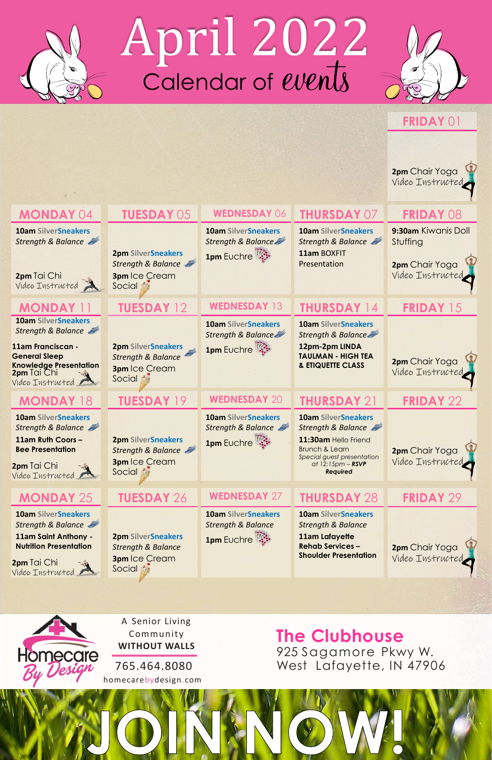# April 2022

## Calendar of events

| MONDAY | TUESDAY | WEDNESDAY | THURSDAY | FRIDAY |
| --- | --- | --- | --- | --- |
| | | | | **FRIDAY 01**<br>**2pm** Chair Yoga<br>Video Instructed |
| **MONDAY 04**<br>**10am** SilverSneakers<br>*Strength & Balance*<br>**2pm** Tai Chi<br>Video Instructed | **TUESDAY 05**<br>**2pm** SilverSneakers<br>*Strength & Balance*<br>**3pm** Ice Cream Social | **WEDNESDAY 06**<br>**10am** SilverSneakers<br>*Strength & Balance*<br>**1pm** Euchre | **THURSDAY 07**<br>**10am** SilverSneakers<br>*Strength & Balance*<br>**11am** BOXFIT Presentation | **FRIDAY 08**<br>**9:30am** Kiwanis Doll Stuffing<br>**2pm** Chair Yoga<br>Video Instructed |
| **MONDAY 11**<br>**10am** SilverSneakers<br>*Strength & Balance*<br>**11am Franciscan - General Sleep Knowledge Presentation**<br>**2pm** Tai Chi<br>Video Instructed | **TUESDAY 12**<br>**2pm** SilverSneakers<br>*Strength & Balance*<br>**3pm** Ice Cream Social | **WEDNESDAY 13**<br>**10am** SilverSneakers<br>*Strength & Balance*<br>**1pm** Euchre | **THURSDAY 14**<br>**10am** SilverSneakers<br>*Strength & Balance*<br>**12pm-2pm LINDA TAULMAN - HIGH TEA & ETIQUETTE CLASS** | **FRIDAY 15**<br>**2pm** Chair Yoga<br>Video Instructed |
| **MONDAY 18**<br>**10am** SilverSneakers<br>*Strength & Balance*<br>**11am Ruth Coors – Bee Presentation**<br>**2pm** Tai Chi<br>Video Instructed | **TUESDAY 19**<br>**2pm** SilverSneakers<br>*Strength & Balance*<br>**3pm** Ice Cream Social | **WEDNESDAY 20**<br>**10am** SilverSneakers<br>*Strength & Balance*<br>**1pm** Euchre | **THURSDAY 21**<br>**10am** SilverSneakers<br>*Strength & Balance*<br>**11:30am** Hello Friend Brunch & Learn<br>*Special guest presentation at 12:15pm – **RSVP Required*** | **FRIDAY 22**<br>**2pm** Chair Yoga<br>Video Instructed |
| **MONDAY 25**<br>**10am** SilverSneakers<br>*Strength & Balance*<br>**11am Saint Anthony - Nutrition Presentation**<br>**2pm** Tai Chi<br>Video Instructed | **TUESDAY 26**<br>**2pm** SilverSneakers<br>*Strength & Balance*<br>**3pm** Ice Cream Social | **WEDNESDAY 27**<br>**10am** SilverSneakers<br>*Strength & Balance*<br>**1pm** Euchre | **THURSDAY 28**<br>**10am** SilverSneakers<br>*Strength & Balance*<br>**11am Lafayette Rehab Services – Shoulder Presentation** | **FRIDAY 29**<br>**2pm** Chair Yoga<br>Video Instructed |

Homecare By Design

A Senior Living Community **WITHOUT WALLS**

765.464.8080

homecarebydesign.com

**The Clubhouse**
925 Sagamore Pkwy W.
West Lafayette, IN 47906

# JOIN NOW!